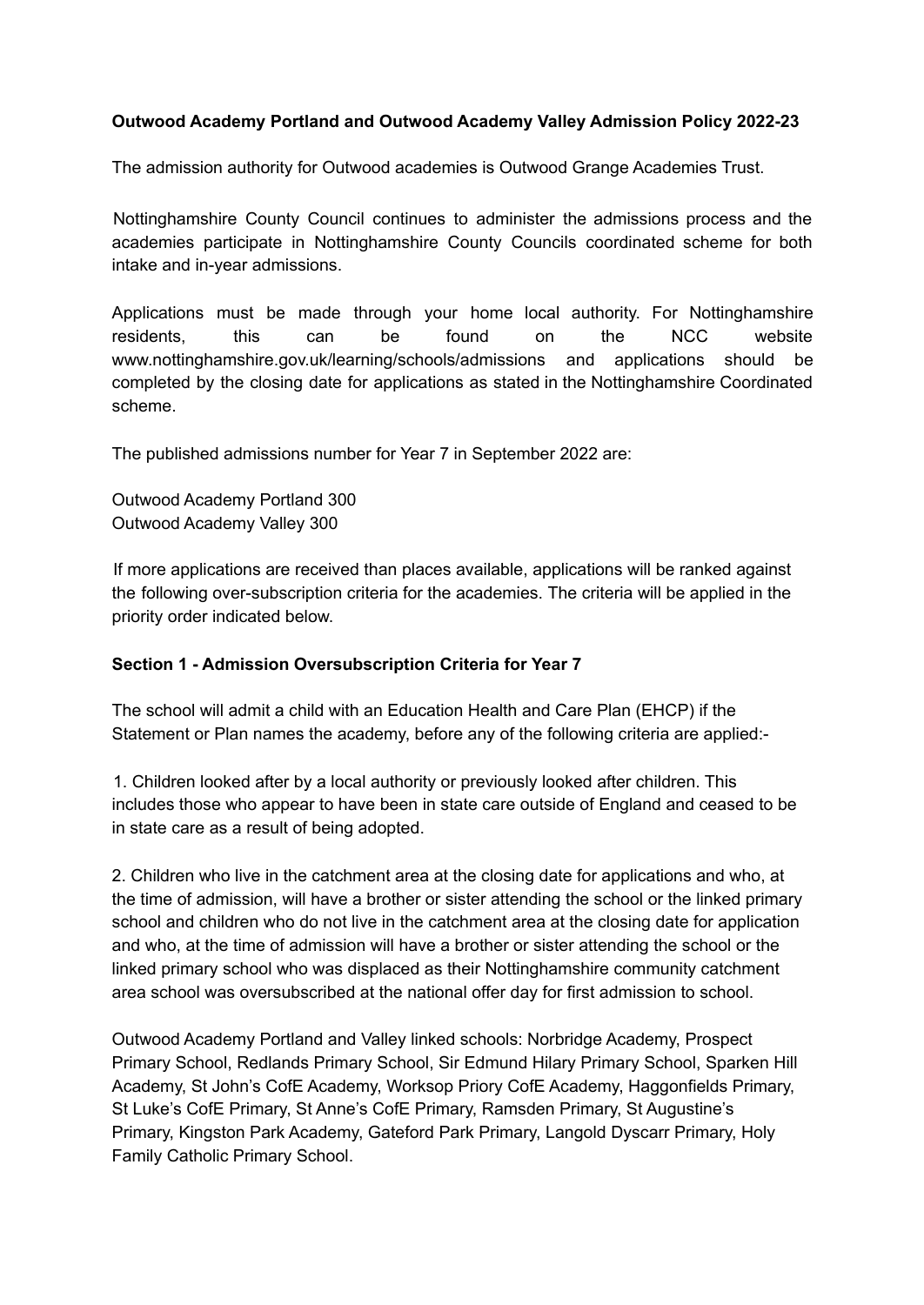**Outwood Academy Portland and Outwood Academy Valley Admission Policy 2022-23**

The admission authority for Outwood academies is Outwood Grange Academies Trust.

Nottinghamshire County Council continues to administer the admissions process and the academies participate in Nottinghamshire County Councils coordinated scheme for both intake and in-year admissions.

Applications must be made through your home local authority. For Nottinghamshire residents, this can be found on the NCC website www.nottinghamshire.gov.uk/learning/schools/admissions and applications should be completed by the closing date for applications as stated in the Nottinghamshire Coordinated scheme.

The published admissions number for Year 7 in September 2022 are:

Outwood Academy Portland 300
Outwood Academy Valley 300

If more applications are received than places available, applications will be ranked against the following over-subscription criteria for the academies. The criteria will be applied in the priority order indicated below.

## Section 1 - Admission Oversubscription Criteria for Year 7

The school will admit a child with an Education Health and Care Plan (EHCP) if the Statement or Plan names the academy, before any of the following criteria are applied:-

1. Children looked after by a local authority or previously looked after children. This includes those who appear to have been in state care outside of England and ceased to be in state care as a result of being adopted.

2. Children who live in the catchment area at the closing date for applications and who, at the time of admission, will have a brother or sister attending the school or the linked primary school and children who do not live in the catchment area at the closing date for application and who, at the time of admission will have a brother or sister attending the school or the linked primary school who was displaced as their Nottinghamshire community catchment area school was oversubscribed at the national offer day for first admission to school.

Outwood Academy Portland and Valley linked schools: Norbridge Academy, Prospect Primary School, Redlands Primary School, Sir Edmund Hilary Primary School, Sparken Hill Academy, St John's CofE Academy, Worksop Priory CofE Academy, Haggonfields Primary, St Luke's CofE Primary, St Anne's CofE Primary, Ramsden Primary, St Augustine's Primary, Kingston Park Academy, Gateford Park Primary, Langold Dyscarr Primary, Holy Family Catholic Primary School.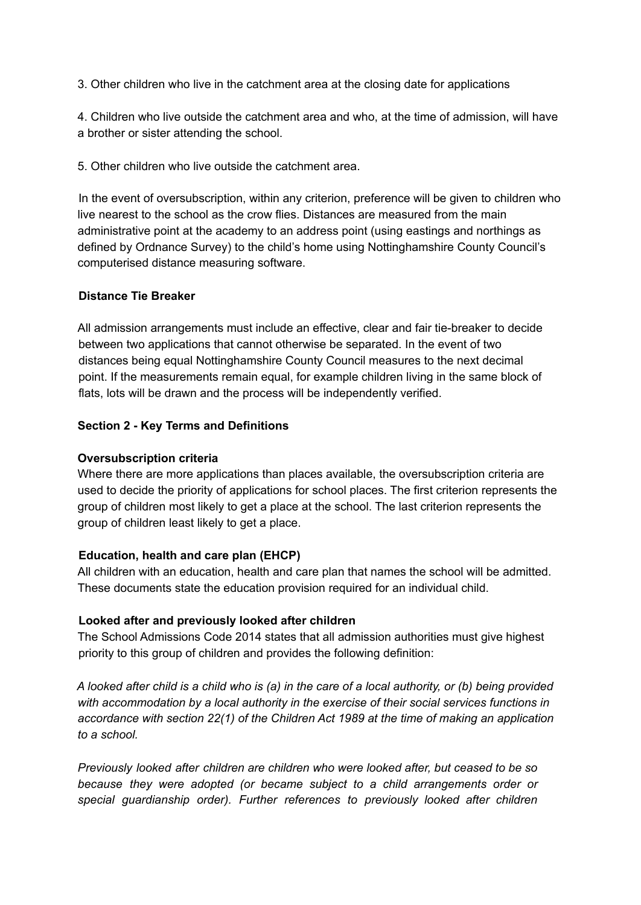3. Other children who live in the catchment area at the closing date for applications

4. Children who live outside the catchment area and who, at the time of admission, will have a brother or sister attending the school.

5. Other children who live outside the catchment area.

In the event of oversubscription, within any criterion, preference will be given to children who live nearest to the school as the crow flies. Distances are measured from the main administrative point at the academy to an address point (using eastings and northings as defined by Ordnance Survey) to the child's home using Nottinghamshire County Council's computerised distance measuring software.

**Distance Tie Breaker**

All admission arrangements must include an effective, clear and fair tie-breaker to decide between two applications that cannot otherwise be separated. In the event of two distances being equal Nottinghamshire County Council measures to the next decimal point. If the measurements remain equal, for example children living in the same block of flats, lots will be drawn and the process will be independently verified.

**Section 2 - Key Terms and Definitions**

**Oversubscription criteria**

Where there are more applications than places available, the oversubscription criteria are used to decide the priority of applications for school places. The first criterion represents the group of children most likely to get a place at the school. The last criterion represents the group of children least likely to get a place.

**Education, health and care plan (EHCP)**

All children with an education, health and care plan that names the school will be admitted. These documents state the education provision required for an individual child.

**Looked after and previously looked after children**

The School Admissions Code 2014 states that all admission authorities must give highest priority to this group of children and provides the following definition:

*A looked after child is a child who is (a) in the care of a local authority, or (b) being provided with accommodation by a local authority in the exercise of their social services functions in accordance with section 22(1) of the Children Act 1989 at the time of making an application to a school.*

*Previously looked after children are children who were looked after, but ceased to be so because they were adopted (or became subject to a child arrangements order or special guardianship order). Further references to previously looked after children*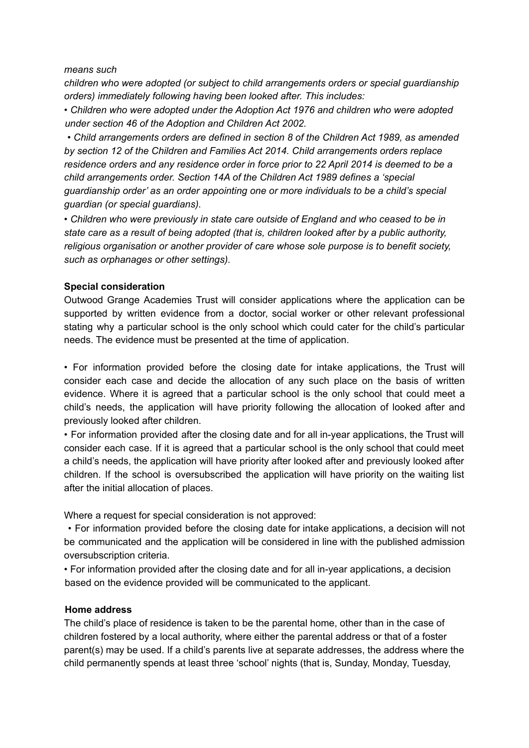*means such*

*children who were adopted (or subject to child arrangements orders or special guardianship orders) immediately following having been looked after. This includes:*

- *Children who were adopted under the Adoption Act 1976 and children who were adopted under section 46 of the Adoption and Children Act 2002.*
- *Child arrangements orders are defined in section 8 of the Children Act 1989, as amended by section 12 of the Children and Families Act 2014. Child arrangements orders replace residence orders and any residence order in force prior to 22 April 2014 is deemed to be a child arrangements order. Section 14A of the Children Act 1989 defines a 'special guardianship order' as an order appointing one or more individuals to be a child's special guardian (or special guardians).*
- *Children who were previously in state care outside of England and who ceased to be in state care as a result of being adopted (that is, children looked after by a public authority, religious organisation or another provider of care whose sole purpose is to benefit society, such as orphanages or other settings).*

**Special consideration**

Outwood Grange Academies Trust will consider applications where the application can be supported by written evidence from a doctor, social worker or other relevant professional stating why a particular school is the only school which could cater for the child's particular needs. The evidence must be presented at the time of application.

- For information provided before the closing date for intake applications, the Trust will consider each case and decide the allocation of any such place on the basis of written evidence. Where it is agreed that a particular school is the only school that could meet a child's needs, the application will have priority following the allocation of looked after and previously looked after children.
- For information provided after the closing date and for all in-year applications, the Trust will consider each case. If it is agreed that a particular school is the only school that could meet a child's needs, the application will have priority after looked after and previously looked after children. If the school is oversubscribed the application will have priority on the waiting list after the initial allocation of places.

Where a request for special consideration is not approved:

- For information provided before the closing date for intake applications, a decision will not be communicated and the application will be considered in line with the published admission oversubscription criteria.
- For information provided after the closing date and for all in-year applications, a decision based on the evidence provided will be communicated to the applicant.

**Home address**

The child's place of residence is taken to be the parental home, other than in the case of children fostered by a local authority, where either the parental address or that of a foster parent(s) may be used. If a child's parents live at separate addresses, the address where the child permanently spends at least three 'school' nights (that is, Sunday, Monday, Tuesday,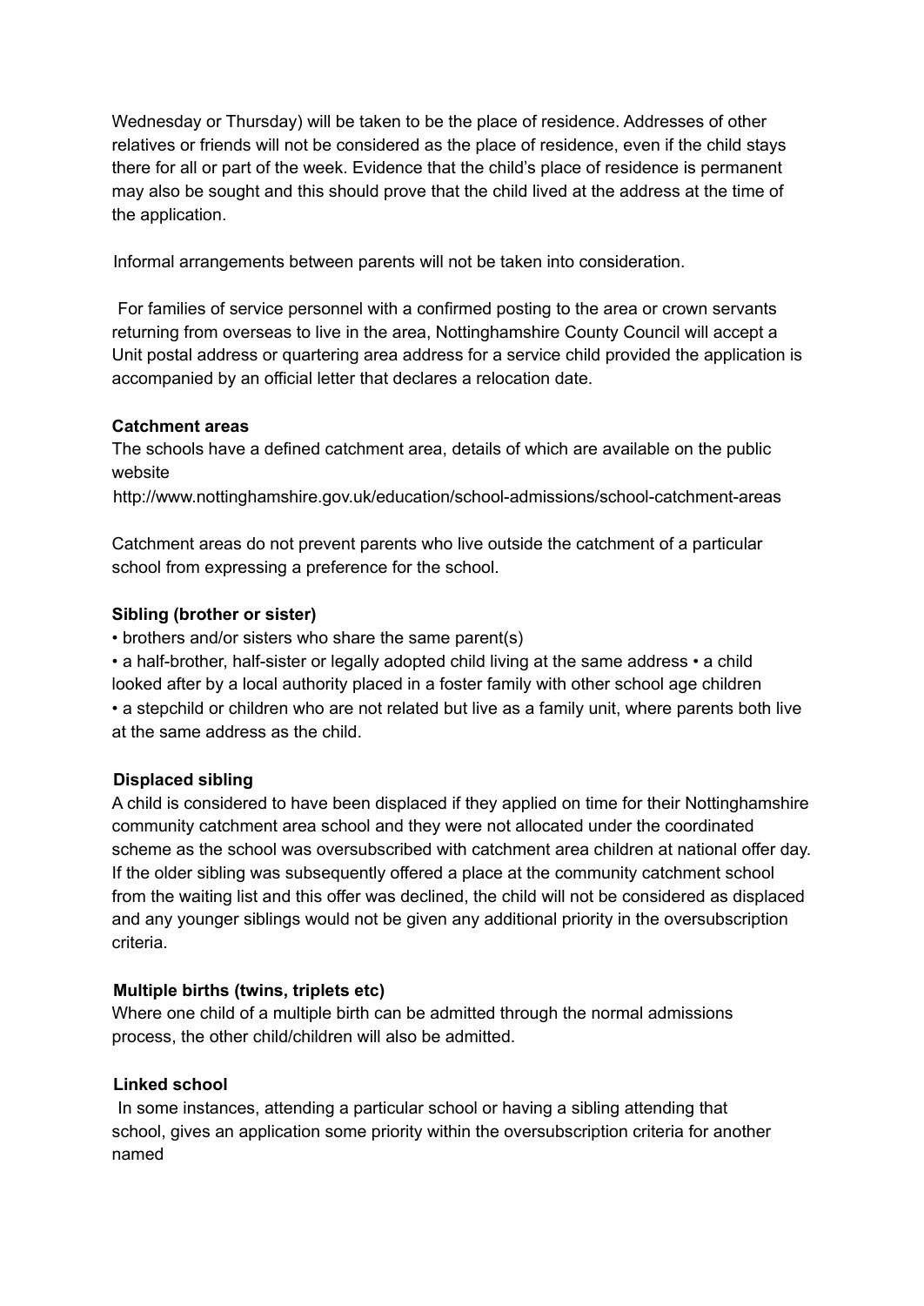Wednesday or Thursday) will be taken to be the place of residence. Addresses of other relatives or friends will not be considered as the place of residence, even if the child stays there for all or part of the week. Evidence that the child's place of residence is permanent may also be sought and this should prove that the child lived at the address at the time of the application.

Informal arrangements between parents will not be taken into consideration.

For families of service personnel with a confirmed posting to the area or crown servants returning from overseas to live in the area, Nottinghamshire County Council will accept a Unit postal address or quartering area address for a service child provided the application is accompanied by an official letter that declares a relocation date.

**Catchment areas**

The schools have a defined catchment area, details of which are available on the public website
http://www.nottinghamshire.gov.uk/education/school-admissions/school-catchment-areas

Catchment areas do not prevent parents who live outside the catchment of a particular school from expressing a preference for the school.

**Sibling (brother or sister)**

- brothers and/or sisters who share the same parent(s)
- a half-brother, half-sister or legally adopted child living at the same address
- a child looked after by a local authority placed in a foster family with other school age children
- a stepchild or children who are not related but live as a family unit, where parents both live at the same address as the child.

**Displaced sibling**

A child is considered to have been displaced if they applied on time for their Nottinghamshire community catchment area school and they were not allocated under the coordinated scheme as the school was oversubscribed with catchment area children at national offer day. If the older sibling was subsequently offered a place at the community catchment school from the waiting list and this offer was declined, the child will not be considered as displaced and any younger siblings would not be given any additional priority in the oversubscription criteria.

**Multiple births (twins, triplets etc)**

Where one child of a multiple birth can be admitted through the normal admissions process, the other child/children will also be admitted.

**Linked school**

In some instances, attending a particular school or having a sibling attending that school, gives an application some priority within the oversubscription criteria for another named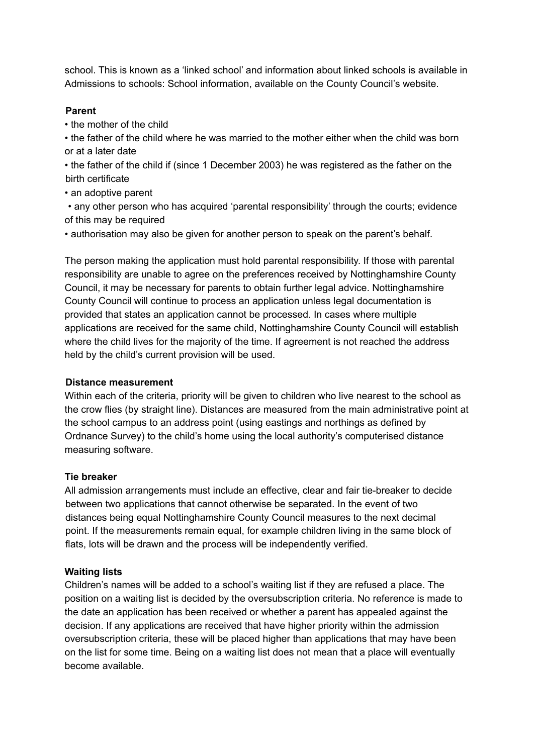school. This is known as a 'linked school' and information about linked schools is available in Admissions to schools: School information, available on the County Council's website.

**Parent**

- the mother of the child
- the father of the child where he was married to the mother either when the child was born or at a later date
- the father of the child if (since 1 December 2003) he was registered as the father on the birth certificate
- an adoptive parent
- any other person who has acquired 'parental responsibility' through the courts; evidence of this may be required
- authorisation may also be given for another person to speak on the parent's behalf.

The person making the application must hold parental responsibility. If those with parental responsibility are unable to agree on the preferences received by Nottinghamshire County Council, it may be necessary for parents to obtain further legal advice. Nottinghamshire County Council will continue to process an application unless legal documentation is provided that states an application cannot be processed. In cases where multiple applications are received for the same child, Nottinghamshire County Council will establish where the child lives for the majority of the time. If agreement is not reached the address held by the child's current provision will be used.

**Distance measurement**

Within each of the criteria, priority will be given to children who live nearest to the school as the crow flies (by straight line). Distances are measured from the main administrative point at the school campus to an address point (using eastings and northings as defined by Ordnance Survey) to the child's home using the local authority's computerised distance measuring software.

**Tie breaker**

All admission arrangements must include an effective, clear and fair tie-breaker to decide between two applications that cannot otherwise be separated. In the event of two distances being equal Nottinghamshire County Council measures to the next decimal point. If the measurements remain equal, for example children living in the same block of flats, lots will be drawn and the process will be independently verified.

**Waiting lists**

Children's names will be added to a school's waiting list if they are refused a place. The position on a waiting list is decided by the oversubscription criteria. No reference is made to the date an application has been received or whether a parent has appealed against the decision. If any applications are received that have higher priority within the admission oversubscription criteria, these will be placed higher than applications that may have been on the list for some time. Being on a waiting list does not mean that a place will eventually become available.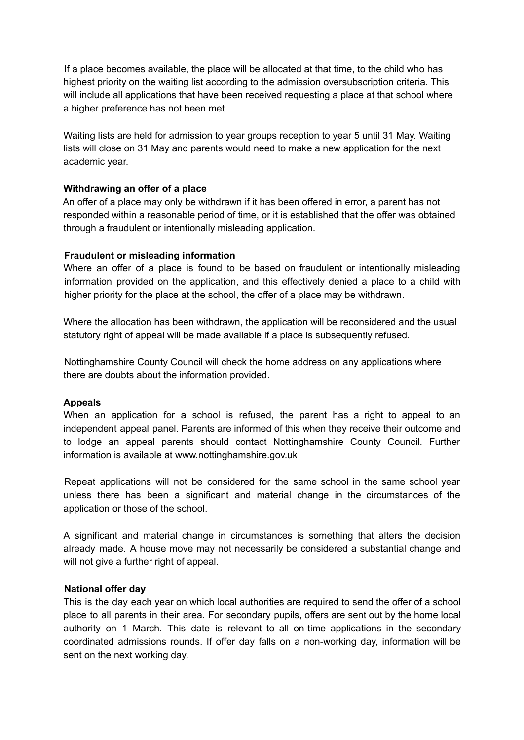If a place becomes available, the place will be allocated at that time, to the child who has highest priority on the waiting list according to the admission oversubscription criteria. This will include all applications that have been received requesting a place at that school where a higher preference has not been met.

Waiting lists are held for admission to year groups reception to year 5 until 31 May. Waiting lists will close on 31 May and parents would need to make a new application for the next academic year.

**Withdrawing an offer of a place**

An offer of a place may only be withdrawn if it has been offered in error, a parent has not responded within a reasonable period of time, or it is established that the offer was obtained through a fraudulent or intentionally misleading application.

**Fraudulent or misleading information**

Where an offer of a place is found to be based on fraudulent or intentionally misleading information provided on the application, and this effectively denied a place to a child with higher priority for the place at the school, the offer of a place may be withdrawn.

Where the allocation has been withdrawn, the application will be reconsidered and the usual statutory right of appeal will be made available if a place is subsequently refused.

Nottinghamshire County Council will check the home address on any applications where there are doubts about the information provided.

**Appeals**

When an application for a school is refused, the parent has a right to appeal to an independent appeal panel. Parents are informed of this when they receive their outcome and to lodge an appeal parents should contact Nottinghamshire County Council. Further information is available at www.nottinghamshire.gov.uk

Repeat applications will not be considered for the same school in the same school year unless there has been a significant and material change in the circumstances of the application or those of the school.

A significant and material change in circumstances is something that alters the decision already made. A house move may not necessarily be considered a substantial change and will not give a further right of appeal.

**National offer day**

This is the day each year on which local authorities are required to send the offer of a school place to all parents in their area. For secondary pupils, offers are sent out by the home local authority on 1 March. This date is relevant to all on-time applications in the secondary coordinated admissions rounds. If offer day falls on a non-working day, information will be sent on the next working day.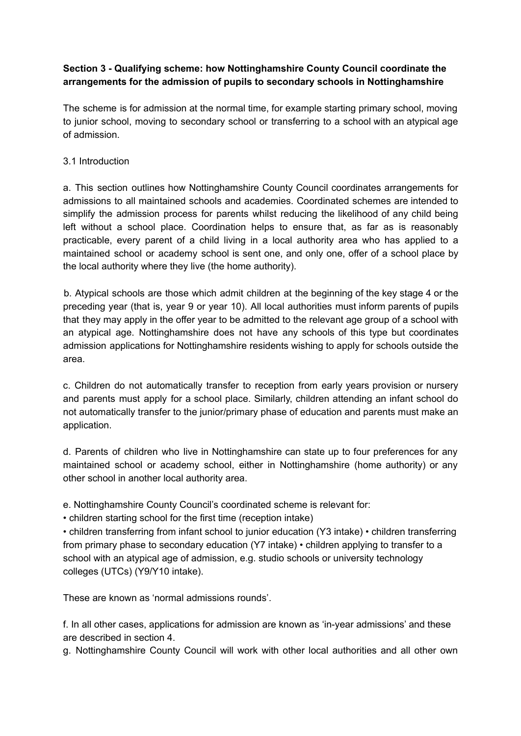**Section 3 - Qualifying scheme: how Nottinghamshire County Council coordinate the arrangements for the admission of pupils to secondary schools in Nottinghamshire**

The scheme is for admission at the normal time, for example starting primary school, moving to junior school, moving to secondary school or transferring to a school with an atypical age of admission.

3.1 Introduction

a. This section outlines how Nottinghamshire County Council coordinates arrangements for admissions to all maintained schools and academies. Coordinated schemes are intended to simplify the admission process for parents whilst reducing the likelihood of any child being left without a school place. Coordination helps to ensure that, as far as is reasonably practicable, every parent of a child living in a local authority area who has applied to a maintained school or academy school is sent one, and only one, offer of a school place by the local authority where they live (the home authority).

b. Atypical schools are those which admit children at the beginning of the key stage 4 or the preceding year (that is, year 9 or year 10). All local authorities must inform parents of pupils that they may apply in the offer year to be admitted to the relevant age group of a school with an atypical age. Nottinghamshire does not have any schools of this type but coordinates admission applications for Nottinghamshire residents wishing to apply for schools outside the area.

c. Children do not automatically transfer to reception from early years provision or nursery and parents must apply for a school place. Similarly, children attending an infant school do not automatically transfer to the junior/primary phase of education and parents must make an application.

d. Parents of children who live in Nottinghamshire can state up to four preferences for any maintained school or academy school, either in Nottinghamshire (home authority) or any other school in another local authority area.

e. Nottinghamshire County Council's coordinated scheme is relevant for:

- children starting school for the first time (reception intake)
- children transferring from infant school to junior education (Y3 intake)
- children transferring from primary phase to secondary education (Y7 intake)
- children applying to transfer to a school with an atypical age of admission, e.g. studio schools or university technology colleges (UTCs) (Y9/Y10 intake).

These are known as 'normal admissions rounds'.

f. In all other cases, applications for admission are known as 'in-year admissions' and these are described in section 4.

g. Nottinghamshire County Council will work with other local authorities and all other own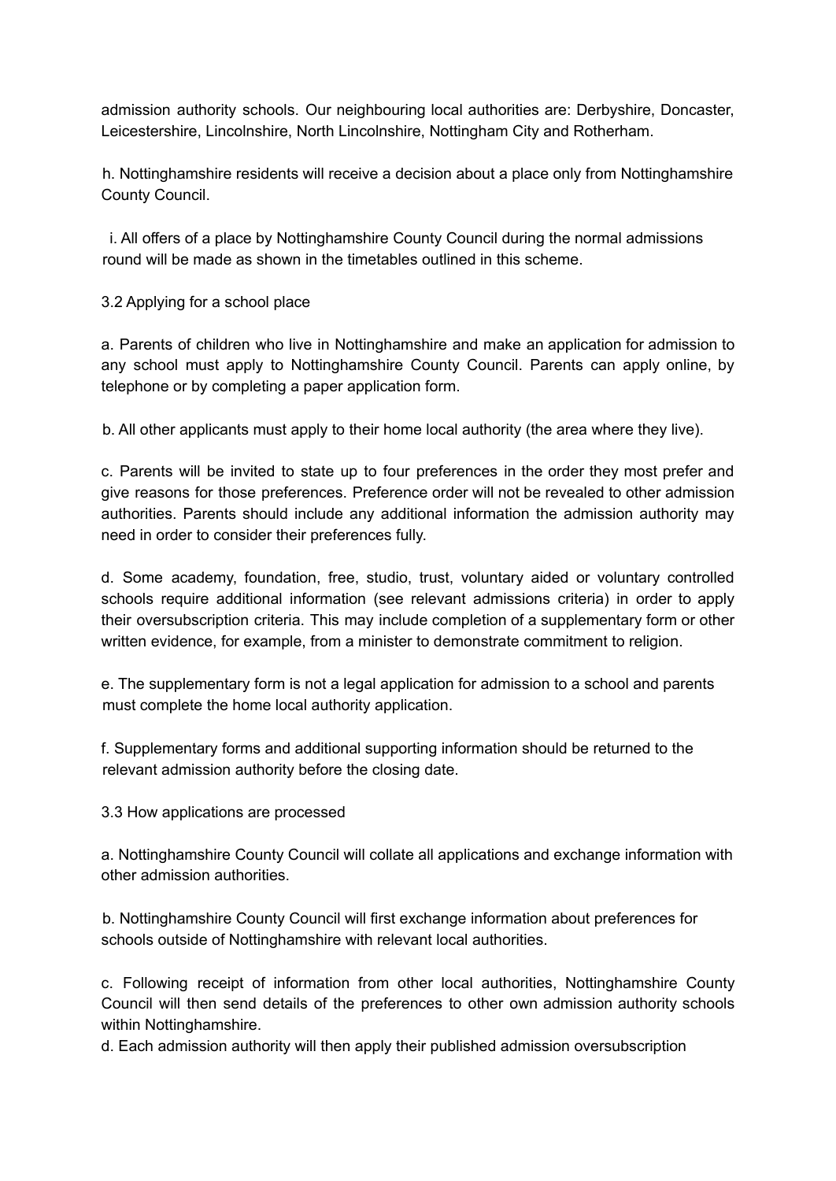admission authority schools. Our neighbouring local authorities are: Derbyshire, Doncaster, Leicestershire, Lincolnshire, North Lincolnshire, Nottingham City and Rotherham.

h. Nottinghamshire residents will receive a decision about a place only from Nottinghamshire County Council.

i. All offers of a place by Nottinghamshire County Council during the normal admissions round will be made as shown in the timetables outlined in this scheme.

3.2 Applying for a school place

a. Parents of children who live in Nottinghamshire and make an application for admission to any school must apply to Nottinghamshire County Council. Parents can apply online, by telephone or by completing a paper application form.

b. All other applicants must apply to their home local authority (the area where they live).

c. Parents will be invited to state up to four preferences in the order they most prefer and give reasons for those preferences. Preference order will not be revealed to other admission authorities. Parents should include any additional information the admission authority may need in order to consider their preferences fully.

d. Some academy, foundation, free, studio, trust, voluntary aided or voluntary controlled schools require additional information (see relevant admissions criteria) in order to apply their oversubscription criteria. This may include completion of a supplementary form or other written evidence, for example, from a minister to demonstrate commitment to religion.

e. The supplementary form is not a legal application for admission to a school and parents must complete the home local authority application.

f. Supplementary forms and additional supporting information should be returned to the relevant admission authority before the closing date.

3.3 How applications are processed

a. Nottinghamshire County Council will collate all applications and exchange information with other admission authorities.

b. Nottinghamshire County Council will first exchange information about preferences for schools outside of Nottinghamshire with relevant local authorities.

c. Following receipt of information from other local authorities, Nottinghamshire County Council will then send details of the preferences to other own admission authority schools within Nottinghamshire.

d. Each admission authority will then apply their published admission oversubscription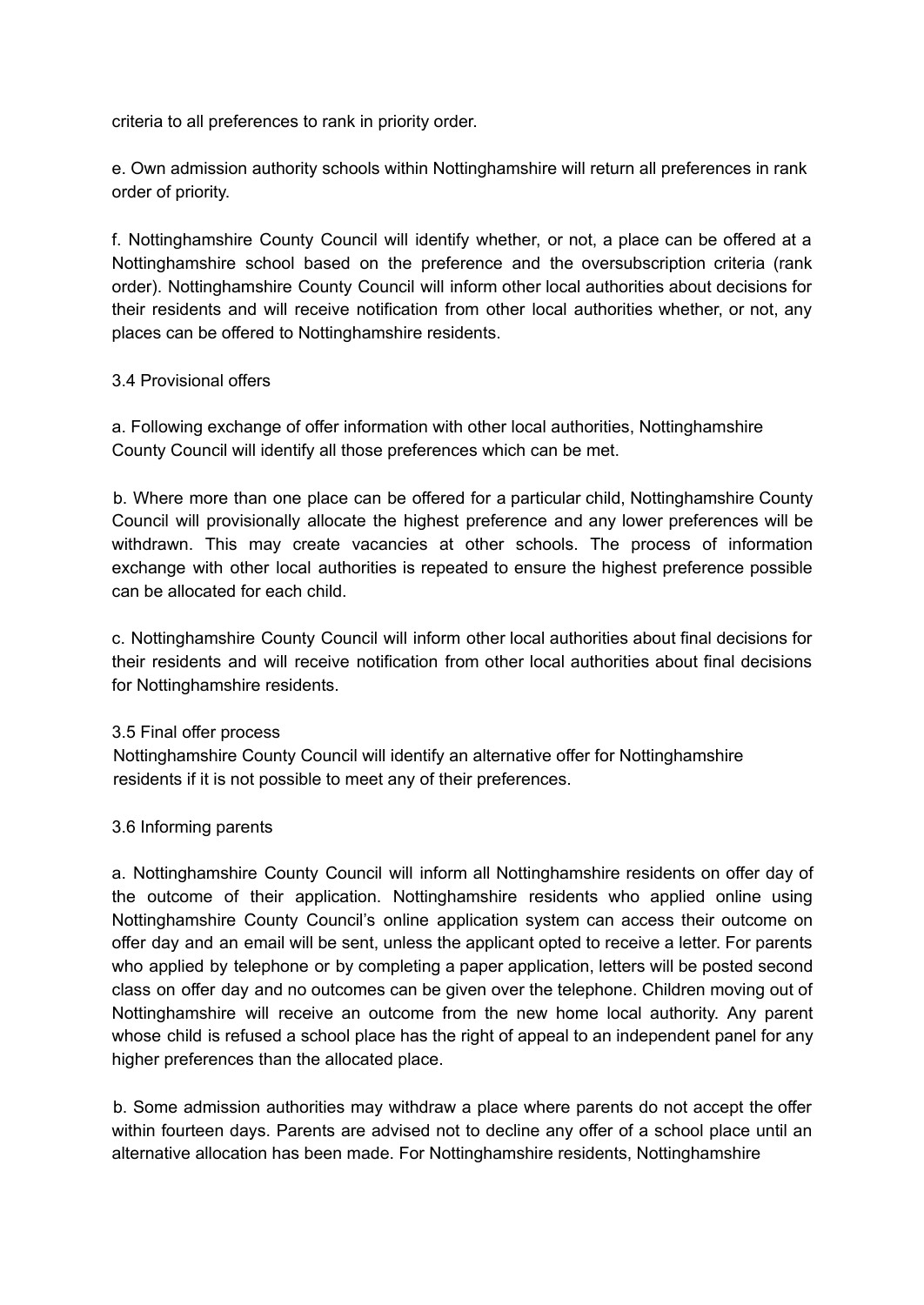criteria to all preferences to rank in priority order.

e. Own admission authority schools within Nottinghamshire will return all preferences in rank order of priority.

f. Nottinghamshire County Council will identify whether, or not, a place can be offered at a Nottinghamshire school based on the preference and the oversubscription criteria (rank order). Nottinghamshire County Council will inform other local authorities about decisions for their residents and will receive notification from other local authorities whether, or not, any places can be offered to Nottinghamshire residents.

3.4 Provisional offers

a. Following exchange of offer information with other local authorities, Nottinghamshire County Council will identify all those preferences which can be met.

b. Where more than one place can be offered for a particular child, Nottinghamshire County Council will provisionally allocate the highest preference and any lower preferences will be withdrawn. This may create vacancies at other schools. The process of information exchange with other local authorities is repeated to ensure the highest preference possible can be allocated for each child.

c. Nottinghamshire County Council will inform other local authorities about final decisions for their residents and will receive notification from other local authorities about final decisions for Nottinghamshire residents.

3.5 Final offer process

Nottinghamshire County Council will identify an alternative offer for Nottinghamshire residents if it is not possible to meet any of their preferences.

3.6 Informing parents

a. Nottinghamshire County Council will inform all Nottinghamshire residents on offer day of the outcome of their application. Nottinghamshire residents who applied online using Nottinghamshire County Council's online application system can access their outcome on offer day and an email will be sent, unless the applicant opted to receive a letter. For parents who applied by telephone or by completing a paper application, letters will be posted second class on offer day and no outcomes can be given over the telephone. Children moving out of Nottinghamshire will receive an outcome from the new home local authority. Any parent whose child is refused a school place has the right of appeal to an independent panel for any higher preferences than the allocated place.

b. Some admission authorities may withdraw a place where parents do not accept the offer within fourteen days. Parents are advised not to decline any offer of a school place until an alternative allocation has been made. For Nottinghamshire residents, Nottinghamshire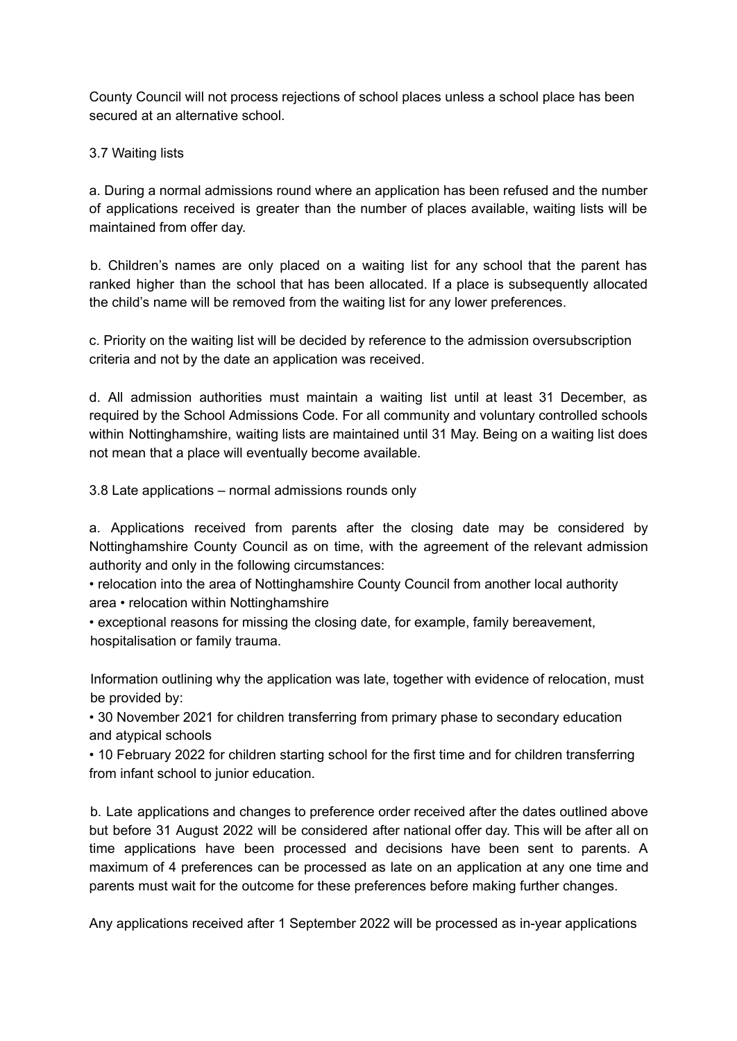County Council will not process rejections of school places unless a school place has been secured at an alternative school.

### 3.7 Waiting lists

a. During a normal admissions round where an application has been refused and the number of applications received is greater than the number of places available, waiting lists will be maintained from offer day.

b. Children's names are only placed on a waiting list for any school that the parent has ranked higher than the school that has been allocated. If a place is subsequently allocated the child's name will be removed from the waiting list for any lower preferences.

c. Priority on the waiting list will be decided by reference to the admission oversubscription criteria and not by the date an application was received.

d. All admission authorities must maintain a waiting list until at least 31 December, as required by the School Admissions Code. For all community and voluntary controlled schools within Nottinghamshire, waiting lists are maintained until 31 May. Being on a waiting list does not mean that a place will eventually become available.

### 3.8 Late applications – normal admissions rounds only

a. Applications received from parents after the closing date may be considered by Nottinghamshire County Council as on time, with the agreement of the relevant admission authority and only in the following circumstances:

- relocation into the area of Nottinghamshire County Council from another local authority area
- relocation within Nottinghamshire
- exceptional reasons for missing the closing date, for example, family bereavement, hospitalisation or family trauma.

Information outlining why the application was late, together with evidence of relocation, must be provided by:

- 30 November 2021 for children transferring from primary phase to secondary education and atypical schools
- 10 February 2022 for children starting school for the first time and for children transferring from infant school to junior education.

b. Late applications and changes to preference order received after the dates outlined above but before 31 August 2022 will be considered after national offer day. This will be after all on time applications have been processed and decisions have been sent to parents. A maximum of 4 preferences can be processed as late on an application at any one time and parents must wait for the outcome for these preferences before making further changes.

Any applications received after 1 September 2022 will be processed as in-year applications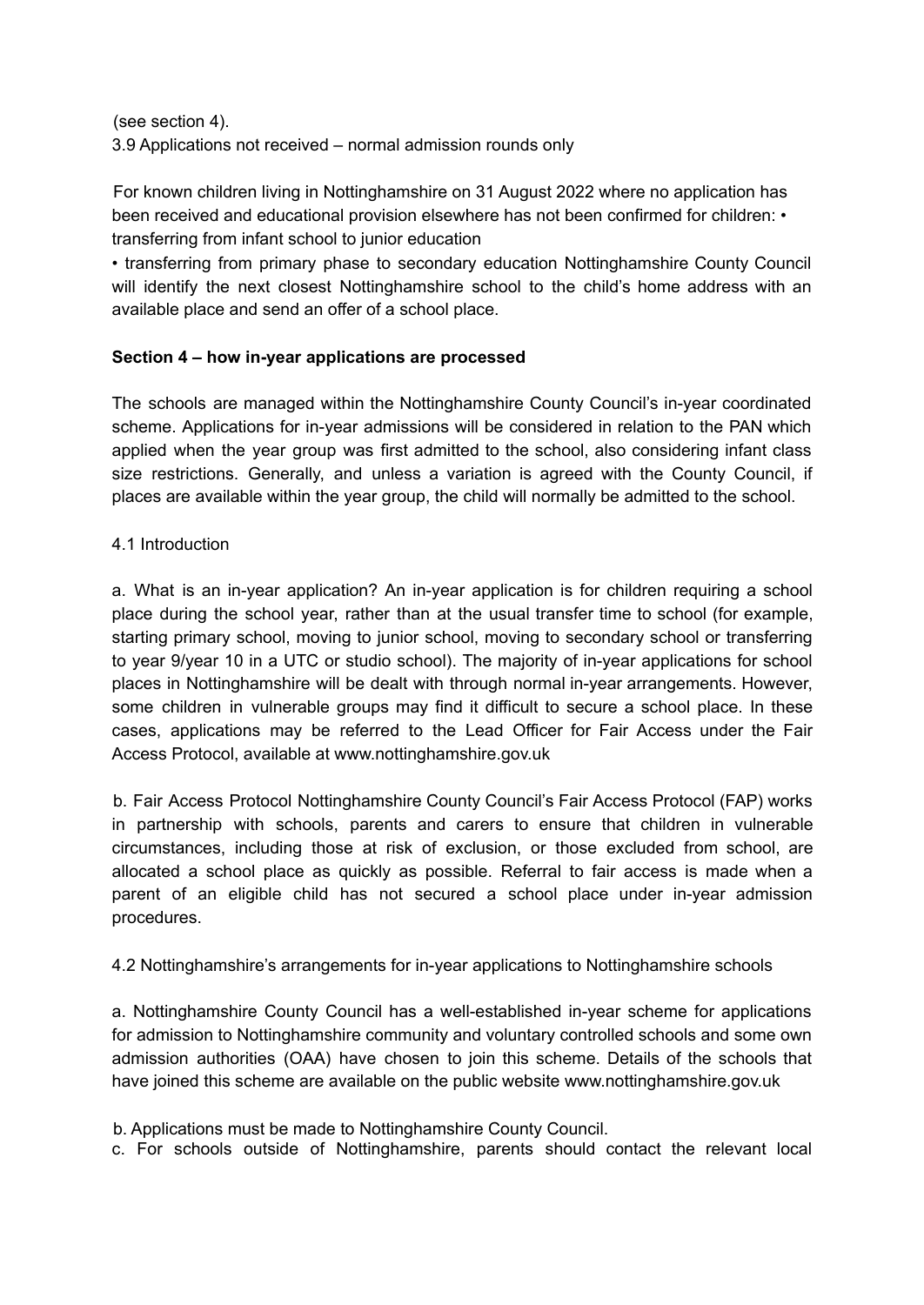(see section 4).

3.9 Applications not received – normal admission rounds only

For known children living in Nottinghamshire on 31 August 2022 where no application has been received and educational provision elsewhere has not been confirmed for children:

- transferring from infant school to junior education
- transferring from primary phase to secondary education

Nottinghamshire County Council will identify the next closest Nottinghamshire school to the child's home address with an available place and send an offer of a school place.

**Section 4 – how in-year applications are processed**

The schools are managed within the Nottinghamshire County Council's in-year coordinated scheme. Applications for in-year admissions will be considered in relation to the PAN which applied when the year group was first admitted to the school, also considering infant class size restrictions. Generally, and unless a variation is agreed with the County Council, if places are available within the year group, the child will normally be admitted to the school.

4.1 Introduction

a. What is an in-year application? An in-year application is for children requiring a school place during the school year, rather than at the usual transfer time to school (for example, starting primary school, moving to junior school, moving to secondary school or transferring to year 9/year 10 in a UTC or studio school). The majority of in-year applications for school places in Nottinghamshire will be dealt with through normal in-year arrangements. However, some children in vulnerable groups may find it difficult to secure a school place. In these cases, applications may be referred to the Lead Officer for Fair Access under the Fair Access Protocol, available at www.nottinghamshire.gov.uk

b. Fair Access Protocol Nottinghamshire County Council's Fair Access Protocol (FAP) works in partnership with schools, parents and carers to ensure that children in vulnerable circumstances, including those at risk of exclusion, or those excluded from school, are allocated a school place as quickly as possible. Referral to fair access is made when a parent of an eligible child has not secured a school place under in-year admission procedures.

4.2 Nottinghamshire's arrangements for in-year applications to Nottinghamshire schools

a. Nottinghamshire County Council has a well-established in-year scheme for applications for admission to Nottinghamshire community and voluntary controlled schools and some own admission authorities (OAA) have chosen to join this scheme. Details of the schools that have joined this scheme are available on the public website www.nottinghamshire.gov.uk

b. Applications must be made to Nottinghamshire County Council.

c. For schools outside of Nottinghamshire, parents should contact the relevant local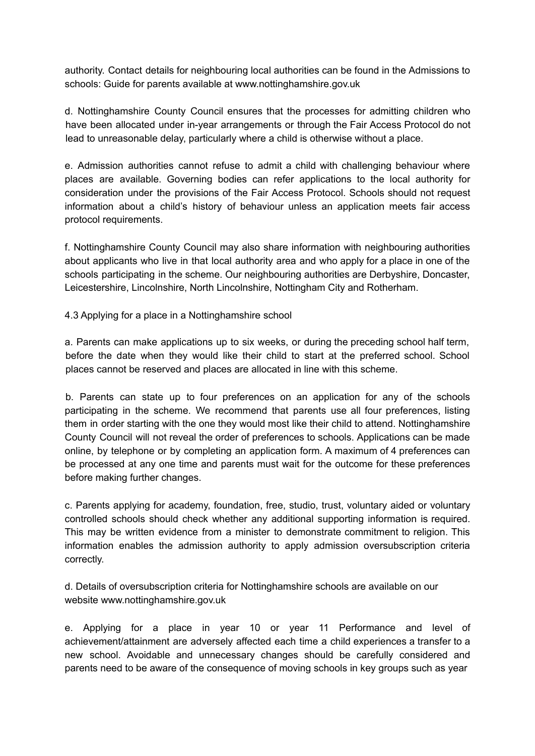authority. Contact details for neighbouring local authorities can be found in the Admissions to schools: Guide for parents available at www.nottinghamshire.gov.uk

d. Nottinghamshire County Council ensures that the processes for admitting children who have been allocated under in-year arrangements or through the Fair Access Protocol do not lead to unreasonable delay, particularly where a child is otherwise without a place.

e. Admission authorities cannot refuse to admit a child with challenging behaviour where places are available. Governing bodies can refer applications to the local authority for consideration under the provisions of the Fair Access Protocol. Schools should not request information about a child's history of behaviour unless an application meets fair access protocol requirements.

f. Nottinghamshire County Council may also share information with neighbouring authorities about applicants who live in that local authority area and who apply for a place in one of the schools participating in the scheme. Our neighbouring authorities are Derbyshire, Doncaster, Leicestershire, Lincolnshire, North Lincolnshire, Nottingham City and Rotherham.

4.3 Applying for a place in a Nottinghamshire school

a. Parents can make applications up to six weeks, or during the preceding school half term, before the date when they would like their child to start at the preferred school. School places cannot be reserved and places are allocated in line with this scheme.

b. Parents can state up to four preferences on an application for any of the schools participating in the scheme. We recommend that parents use all four preferences, listing them in order starting with the one they would most like their child to attend. Nottinghamshire County Council will not reveal the order of preferences to schools. Applications can be made online, by telephone or by completing an application form. A maximum of 4 preferences can be processed at any one time and parents must wait for the outcome for these preferences before making further changes.

c. Parents applying for academy, foundation, free, studio, trust, voluntary aided or voluntary controlled schools should check whether any additional supporting information is required. This may be written evidence from a minister to demonstrate commitment to religion. This information enables the admission authority to apply admission oversubscription criteria correctly.

d. Details of oversubscription criteria for Nottinghamshire schools are available on our website www.nottinghamshire.gov.uk

e. Applying for a place in year 10 or year 11 Performance and level of achievement/attainment are adversely affected each time a child experiences a transfer to a new school. Avoidable and unnecessary changes should be carefully considered and parents need to be aware of the consequence of moving schools in key groups such as year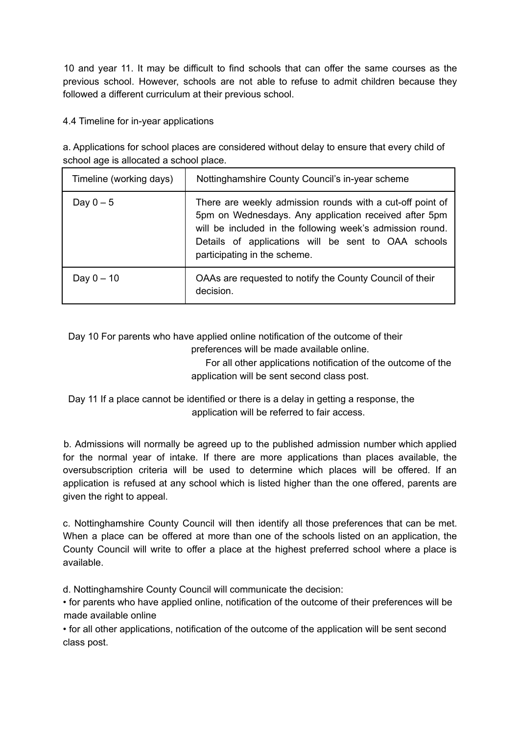10 and year 11. It may be difficult to find schools that can offer the same courses as the previous school. However, schools are not able to refuse to admit children because they followed a different curriculum at their previous school.

4.4 Timeline for in-year applications

a. Applications for school places are considered without delay to ensure that every child of school age is allocated a school place.

| Timeline (working days) | Nottinghamshire County Council's in-year scheme |
|---|---|
| Day 0 – 5 | There are weekly admission rounds with a cut-off point of 5pm on Wednesdays. Any application received after 5pm will be included in the following week's admission round. Details of applications will be sent to OAA schools participating in the scheme. |
| Day 0 – 10 | OAAs are requested to notify the County Council of their decision. |

Day 10 For parents who have applied online notification of the outcome of their preferences will be made available online.
For all other applications notification of the outcome of the application will be sent second class post.

Day 11 If a place cannot be identified or there is a delay in getting a response, the application will be referred to fair access.

b. Admissions will normally be agreed up to the published admission number which applied for the normal year of intake. If there are more applications than places available, the oversubscription criteria will be used to determine which places will be offered. If an application is refused at any school which is listed higher than the one offered, parents are given the right to appeal.

c. Nottinghamshire County Council will then identify all those preferences that can be met. When a place can be offered at more than one of the schools listed on an application, the County Council will write to offer a place at the highest preferred school where a place is available.

d. Nottinghamshire County Council will communicate the decision:

- for parents who have applied online, notification of the outcome of their preferences will be made available online
- for all other applications, notification of the outcome of the application will be sent second class post.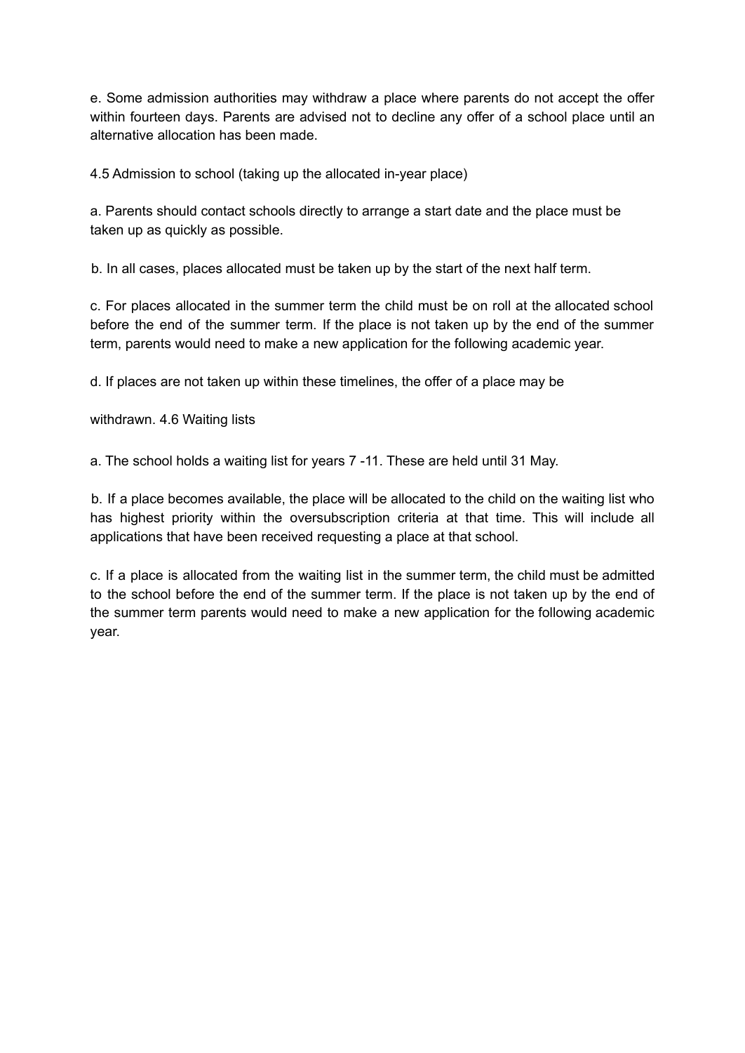e. Some admission authorities may withdraw a place where parents do not accept the offer within fourteen days. Parents are advised not to decline any offer of a school place until an alternative allocation has been made.

4.5 Admission to school (taking up the allocated in-year place)

a. Parents should contact schools directly to arrange a start date and the place must be taken up as quickly as possible.

b. In all cases, places allocated must be taken up by the start of the next half term.

c. For places allocated in the summer term the child must be on roll at the allocated school before the end of the summer term. If the place is not taken up by the end of the summer term, parents would need to make a new application for the following academic year.

d. If places are not taken up within these timelines, the offer of a place may be

withdrawn. 4.6 Waiting lists

a. The school holds a waiting list for years 7 -11. These are held until 31 May.

b. If a place becomes available, the place will be allocated to the child on the waiting list who has highest priority within the oversubscription criteria at that time. This will include all applications that have been received requesting a place at that school.

c. If a place is allocated from the waiting list in the summer term, the child must be admitted to the school before the end of the summer term. If the place is not taken up by the end of the summer term parents would need to make a new application for the following academic year.